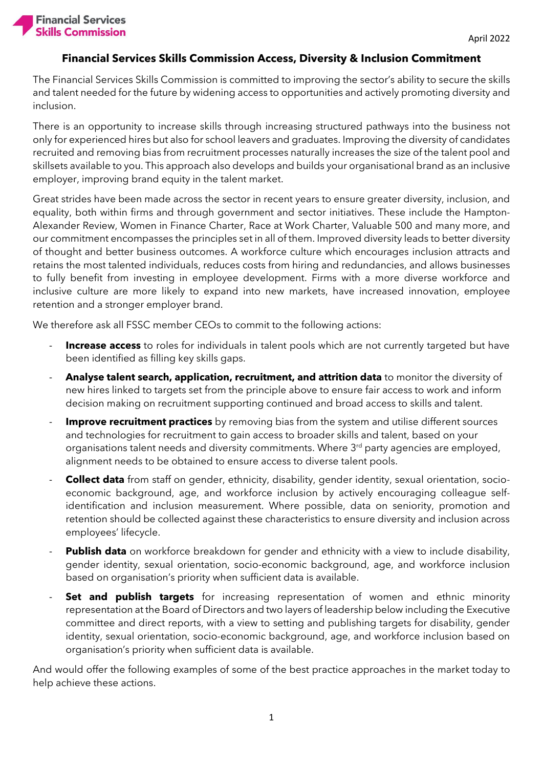Financial Services Skills Commission

April 2022

# Financial Services Skills Commission Access, Diversity & Inclusion Commitment

The Financial Services Skills Commission is committed to improving the sector's ability to secure the skills and talent needed for the future by widening access to opportunities and actively promoting diversity and inclusion.

There is an opportunity to increase skills through increasing structured pathways into the business not only for experienced hires but also for school leavers and graduates. Improving the diversity of candidates recruited and removing bias from recruitment processes naturally increases the size of the talent pool and skillsets available to you. This approach also develops and builds your organisational brand as an inclusive employer, improving brand equity in the talent market.

Great strides have been made across the sector in recent years to ensure greater diversity, inclusion, and equality, both within firms and through government and sector initiatives. These include the Hampton-Alexander Review, Women in Finance Charter, Race at Work Charter, Valuable 500 and many more, and our commitment encompasses the principles set in all of them. Improved diversity leads to better diversity of thought and better business outcomes. A workforce culture which encourages inclusion attracts and retains the most talented individuals, reduces costs from hiring and redundancies, and allows businesses to fully benefit from investing in employee development. Firms with a more diverse workforce and inclusive culture are more likely to expand into new markets, have increased innovation, employee retention and a stronger employer brand.

We therefore ask all FSSC member CEOs to commit to the following actions:

- **Increase access** to roles for individuals in talent pools which are not currently targeted but have been identified as filling key skills gaps.
- **Analyse talent search, application, recruitment, and attrition data** to monitor the diversity of new hires linked to targets set from the principle above to ensure fair access to work and inform decision making on recruitment supporting continued and broad access to skills and talent.
- **Improve recruitment practices** by removing bias from the system and utilise different sources and technologies for recruitment to gain access to broader skills and talent, based on your organisations talent needs and diversity commitments. Where 3rd party agencies are employed, alignment needs to be obtained to ensure access to diverse talent pools.
- **Collect data** from staff on gender, ethnicity, disability, gender identity, sexual orientation, socio-economic background, age, and workforce inclusion by actively encouraging colleague self-identification and inclusion measurement. Where possible, data on seniority, promotion and retention should be collected against these characteristics to ensure diversity and inclusion across employees' lifecycle.
- **Publish data** on workforce breakdown for gender and ethnicity with a view to include disability, gender identity, sexual orientation, socio-economic background, age, and workforce inclusion based on organisation's priority when sufficient data is available.
- **Set and publish targets** for increasing representation of women and ethnic minority representation at the Board of Directors and two layers of leadership below including the Executive committee and direct reports, with a view to setting and publishing targets for disability, gender identity, sexual orientation, socio-economic background, age, and workforce inclusion based on organisation's priority when sufficient data is available.

And would offer the following examples of some of the best practice approaches in the market today to help achieve these actions.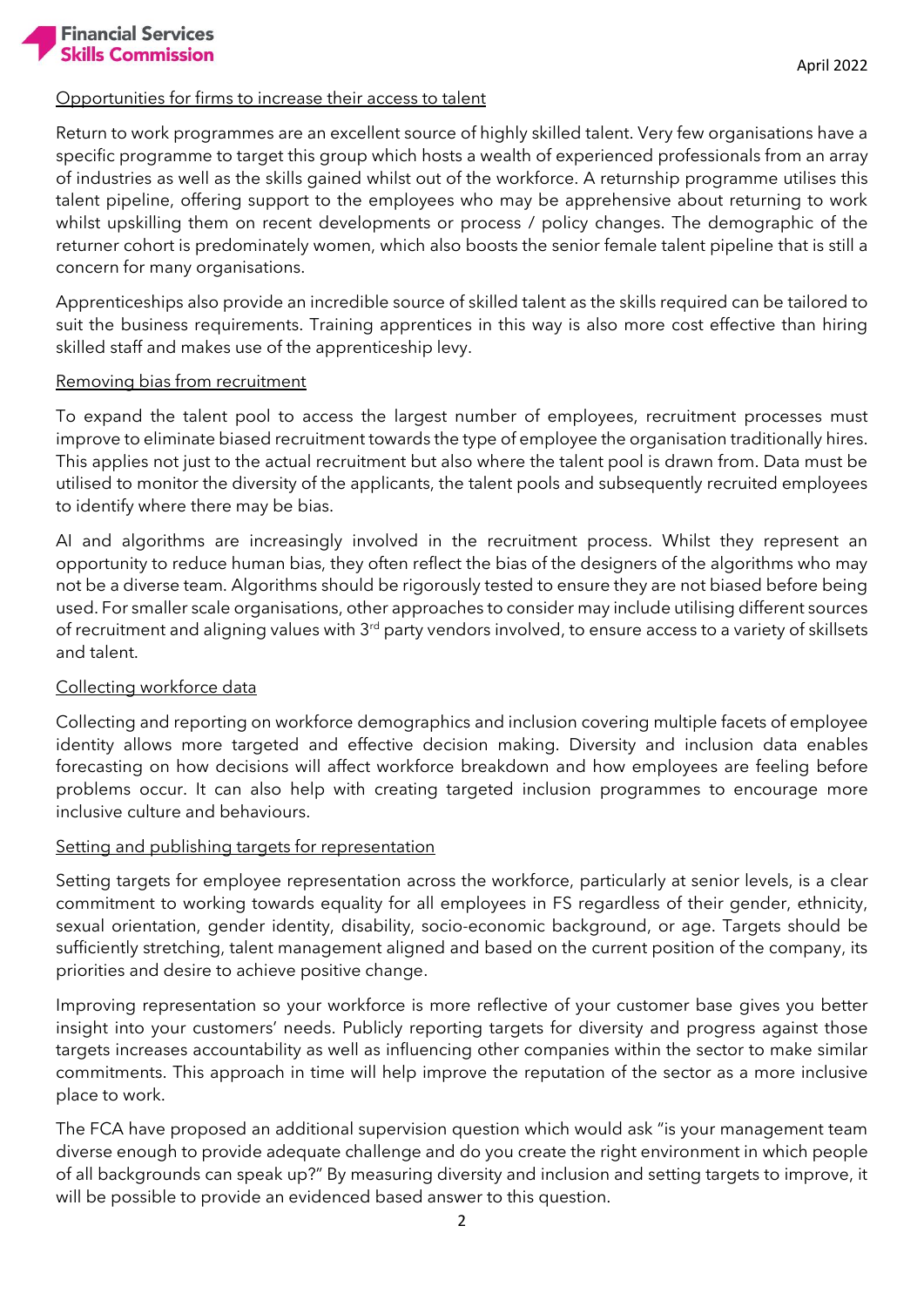## Opportunities for firms to increase their access to talent

Return to work programmes are an excellent source of highly skilled talent. Very few organisations have a specific programme to target this group which hosts a wealth of experienced professionals from an array of industries as well as the skills gained whilst out of the workforce. A returnship programme utilises this talent pipeline, offering support to the employees who may be apprehensive about returning to work whilst upskilling them on recent developments or process / policy changes. The demographic of the returner cohort is predominately women, which also boosts the senior female talent pipeline that is still a concern for many organisations.

Apprenticeships also provide an incredible source of skilled talent as the skills required can be tailored to suit the business requirements. Training apprentices in this way is also more cost effective than hiring skilled staff and makes use of the apprenticeship levy.

## Removing bias from recruitment

To expand the talent pool to access the largest number of employees, recruitment processes must improve to eliminate biased recruitment towards the type of employee the organisation traditionally hires. This applies not just to the actual recruitment but also where the talent pool is drawn from. Data must be utilised to monitor the diversity of the applicants, the talent pools and subsequently recruited employees to identify where there may be bias.

AI and algorithms are increasingly involved in the recruitment process. Whilst they represent an opportunity to reduce human bias, they often reflect the bias of the designers of the algorithms who may not be a diverse team. Algorithms should be rigorously tested to ensure they are not biased before being used. For smaller scale organisations, other approaches to consider may include utilising different sources of recruitment and aligning values with 3rd party vendors involved, to ensure access to a variety of skillsets and talent.

## Collecting workforce data

Collecting and reporting on workforce demographics and inclusion covering multiple facets of employee identity allows more targeted and effective decision making. Diversity and inclusion data enables forecasting on how decisions will affect workforce breakdown and how employees are feeling before problems occur. It can also help with creating targeted inclusion programmes to encourage more inclusive culture and behaviours.

## Setting and publishing targets for representation

Setting targets for employee representation across the workforce, particularly at senior levels, is a clear commitment to working towards equality for all employees in FS regardless of their gender, ethnicity, sexual orientation, gender identity, disability, socio-economic background, or age. Targets should be sufficiently stretching, talent management aligned and based on the current position of the company, its priorities and desire to achieve positive change.

Improving representation so your workforce is more reflective of your customer base gives you better insight into your customers' needs. Publicly reporting targets for diversity and progress against those targets increases accountability as well as influencing other companies within the sector to make similar commitments. This approach in time will help improve the reputation of the sector as a more inclusive place to work.

The FCA have proposed an additional supervision question which would ask "is your management team diverse enough to provide adequate challenge and do you create the right environment in which people of all backgrounds can speak up?" By measuring diversity and inclusion and setting targets to improve, it will be possible to provide an evidenced based answer to this question.